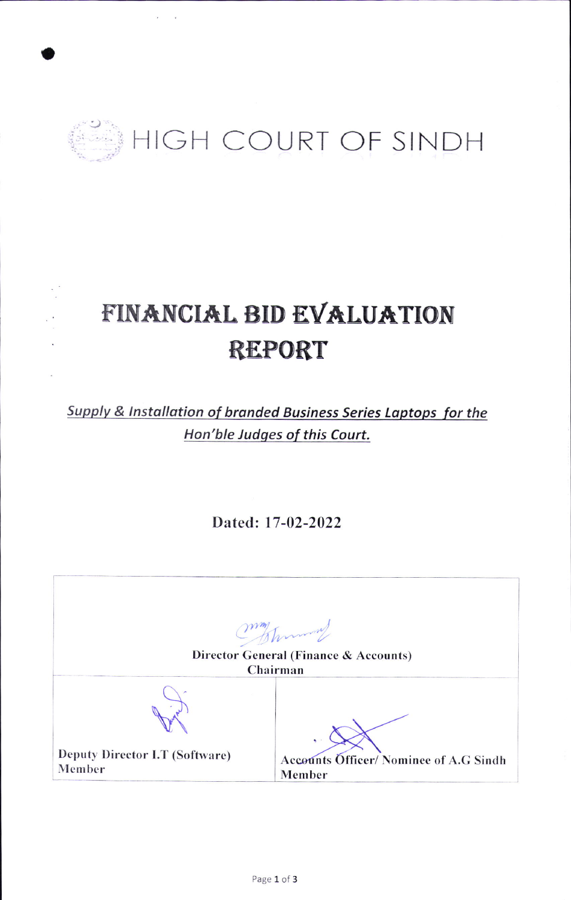# HIGH COURT OF SINDH

# FINANCIAL BID EVALUATION REPORT

***Supply & Installation of branded Business Series Laptops for the Hon'ble Judges of this Court.***

**Dated: 17-02-2022**

| Director General (Finance & Accounts) Chairman | |
|---|---|
| Deputy Director I.T (Software) Member | Accounts Officer/ Nominee of A.G Sindh Member |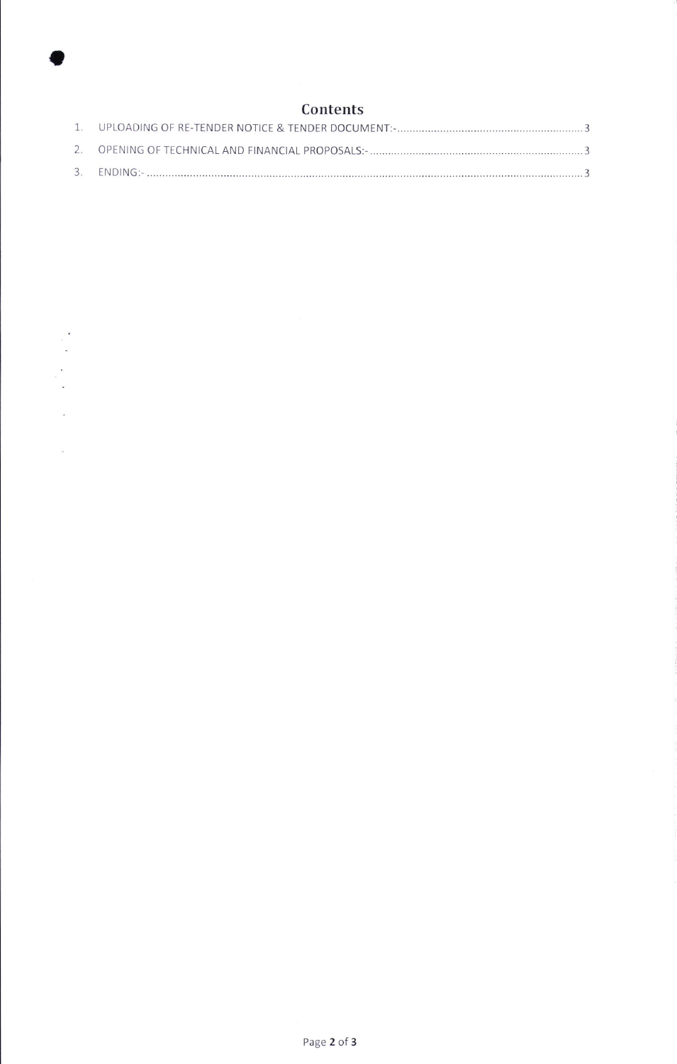# Contents

1. UPLOADING OF RE-TENDER NOTICE & TENDER DOCUMENT:- .......... 3
2. OPENING OF TECHNICAL AND FINANCIAL PROPOSALS:- .......... 3
3. ENDING:- .......... 3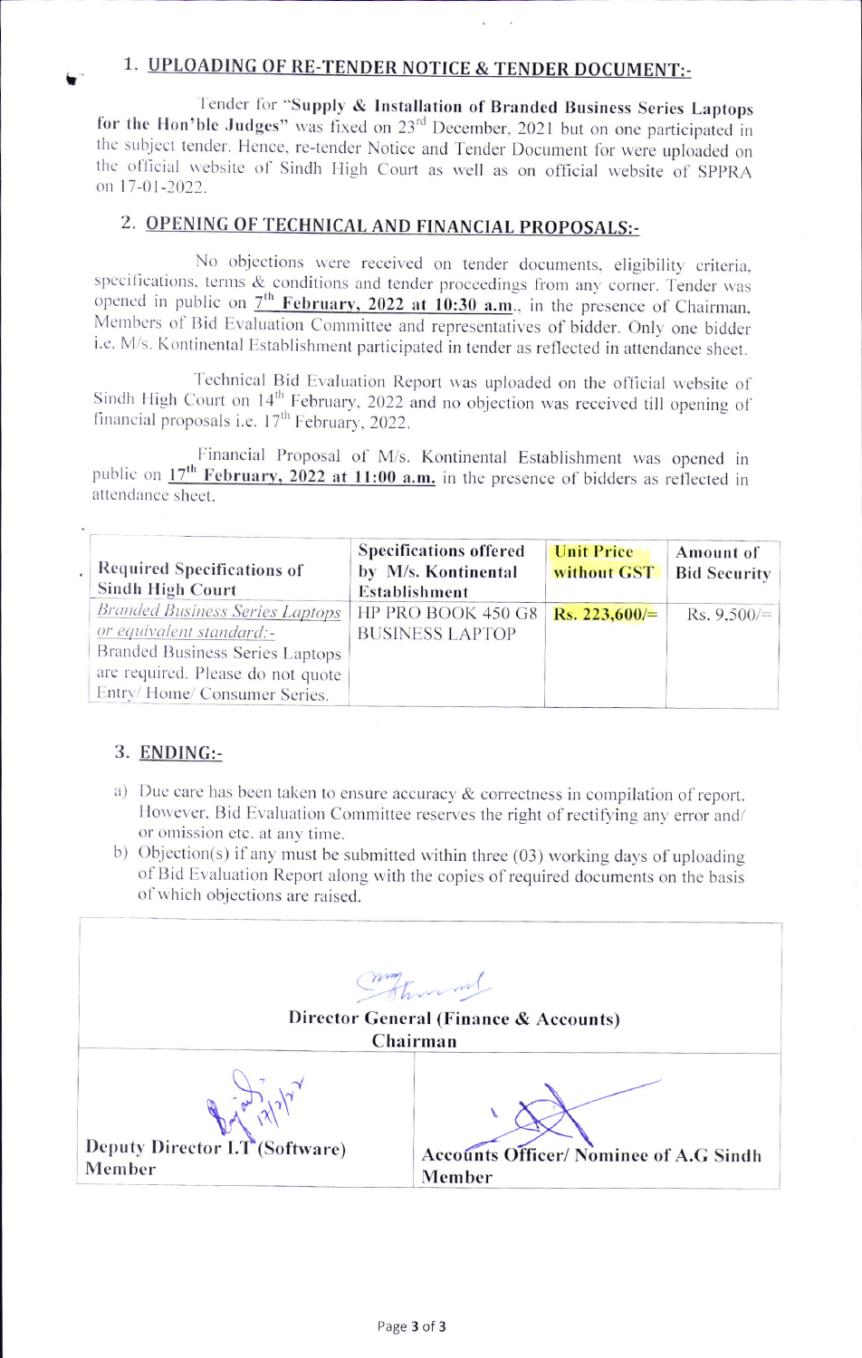## 1. UPLOADING OF RE-TENDER NOTICE & TENDER DOCUMENT:-

Tender for **"Supply & Installation of Branded Business Series Laptops for the Hon'ble Judges"** was fixed on 23rd December, 2021 but on one participated in the subject tender. Hence, re-tender Notice and Tender Document for were uploaded on the official website of Sindh High Court as well as on official website of SPPRA on 17-01-2022.

## 2. OPENING OF TECHNICAL AND FINANCIAL PROPOSALS:-

No objections were received on tender documents, eligibility criteria, specifications, terms & conditions and tender proceedings from any corner. Tender was opened in public on **7th February, 2022 at 10:30 a.m.**, in the presence of Chairman, Members of Bid Evaluation Committee and representatives of bidder. Only one bidder i.e. M/s. Kontinental Establishment participated in tender as reflected in attendance sheet.

Technical Bid Evaluation Report was uploaded on the official website of Sindh High Court on 14th February, 2022 and no objection was received till opening of financial proposals i.e. 17th February, 2022.

Financial Proposal of M/s. Kontinental Establishment was opened in public on **17th February, 2022 at 11:00 a.m.** in the presence of bidders as reflected in attendance sheet.

| Required Specifications of Sindh High Court | Specifications offered by M/s. Kontinental Establishment | Unit Price without GST | Amount of Bid Security |
|---|---|---|---|
| *Branded Business Series Laptops or equivalent standard:-* Branded Business Series Laptops are required. Please do not quote Entry/ Home/ Consumer Series. | HP PRO BOOK 450 G8 BUSINESS LAPTOP | **Rs. 223,600/=** | Rs. 9,500/= |

## 3. ENDING:-

a) Due care has been taken to ensure accuracy & correctness in compilation of report. However, Bid Evaluation Committee reserves the right of rectifying any error and/ or omission etc. at any time.

b) Objection(s) if any must be submitted within three (03) working days of uploading of Bid Evaluation Report along with the copies of required documents on the basis of which objections are raised.

| | |
|---|---|
| **Director General (Finance & Accounts)** **Chairman** | |
| **Deputy Director I.T (Software)** **Member** | **Accounts Officer/ Nominee of A.G Sindh** **Member** |